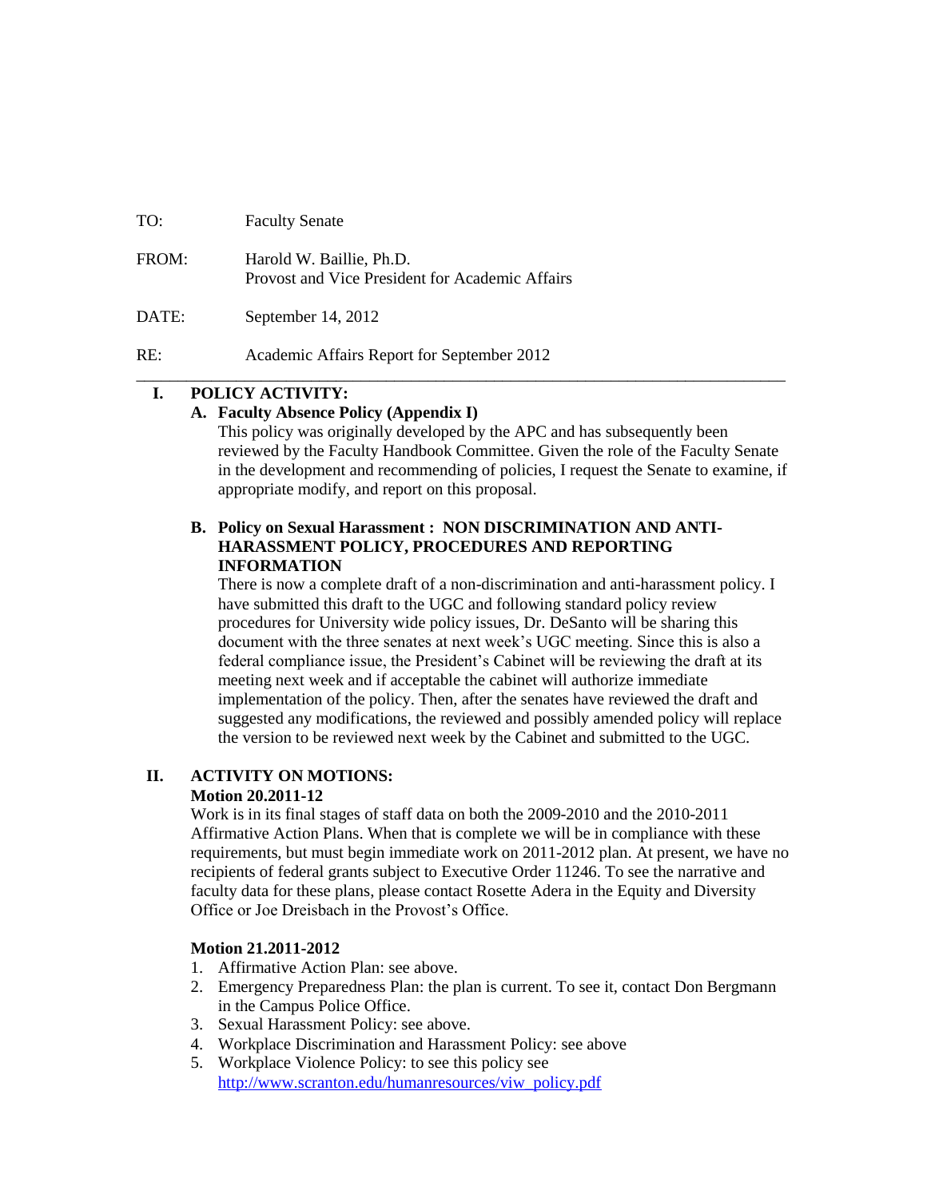TO: Faculty Senate

FROM: Harold W. Baillie, Ph.D.
Provost and Vice President for Academic Affairs

DATE: September 14, 2012

RE: Academic Affairs Report for September 2012

---

## I. POLICY ACTIVITY:

### A. Faculty Absence Policy (Appendix I)

This policy was originally developed by the APC and has subsequently been reviewed by the Faculty Handbook Committee. Given the role of the Faculty Senate in the development and recommending of policies, I request the Senate to examine, if appropriate modify, and report on this proposal.

### B. Policy on Sexual Harassment : NON DISCRIMINATION AND ANTI-HARASSMENT POLICY, PROCEDURES AND REPORTING INFORMATION

There is now a complete draft of a non-discrimination and anti-harassment policy. I have submitted this draft to the UGC and following standard policy review procedures for University wide policy issues, Dr. DeSanto will be sharing this document with the three senates at next week's UGC meeting. Since this is also a federal compliance issue, the President's Cabinet will be reviewing the draft at its meeting next week and if acceptable the cabinet will authorize immediate implementation of the policy. Then, after the senates have reviewed the draft and suggested any modifications, the reviewed and possibly amended policy will replace the version to be reviewed next week by the Cabinet and submitted to the UGC.

## II. ACTIVITY ON MOTIONS:

**Motion 20.2011-12**

Work is in its final stages of staff data on both the 2009-2010 and the 2010-2011 Affirmative Action Plans. When that is complete we will be in compliance with these requirements, but must begin immediate work on 2011-2012 plan. At present, we have no recipients of federal grants subject to Executive Order 11246. To see the narrative and faculty data for these plans, please contact Rosette Adera in the Equity and Diversity Office or Joe Dreisbach in the Provost's Office.

**Motion 21.2011-2012**

1. Affirmative Action Plan: see above.
2. Emergency Preparedness Plan: the plan is current. To see it, contact Don Bergmann in the Campus Police Office.
3. Sexual Harassment Policy: see above.
4. Workplace Discrimination and Harassment Policy: see above
5. Workplace Violence Policy: to see this policy see http://www.scranton.edu/humanresources/viw_policy.pdf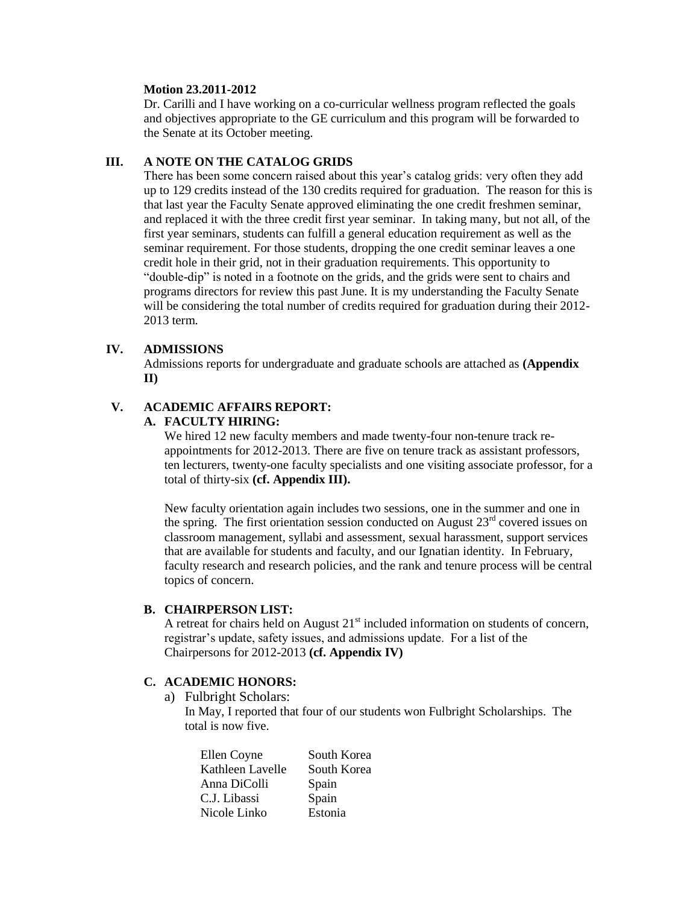**Motion 23.2011-2012**

Dr. Carilli and I have working on a co-curricular wellness program reflected the goals and objectives appropriate to the GE curriculum and this program will be forwarded to the Senate at its October meeting.

## III. A NOTE ON THE CATALOG GRIDS

There has been some concern raised about this year's catalog grids: very often they add up to 129 credits instead of the 130 credits required for graduation. The reason for this is that last year the Faculty Senate approved eliminating the one credit freshmen seminar, and replaced it with the three credit first year seminar. In taking many, but not all, of the first year seminars, students can fulfill a general education requirement as well as the seminar requirement. For those students, dropping the one credit seminar leaves a one credit hole in their grid, not in their graduation requirements. This opportunity to "double-dip" is noted in a footnote on the grids, and the grids were sent to chairs and programs directors for review this past June. It is my understanding the Faculty Senate will be considering the total number of credits required for graduation during their 2012-2013 term.

## IV. ADMISSIONS

Admissions reports for undergraduate and graduate schools are attached as **(Appendix II)**

## V. ACADEMIC AFFAIRS REPORT:

### A. FACULTY HIRING:

We hired 12 new faculty members and made twenty-four non-tenure track re-appointments for 2012-2013. There are five on tenure track as assistant professors, ten lecturers, twenty-one faculty specialists and one visiting associate professor, for a total of thirty-six **(cf. Appendix III).**

New faculty orientation again includes two sessions, one in the summer and one in the spring. The first orientation session conducted on August 23rd covered issues on classroom management, syllabi and assessment, sexual harassment, support services that are available for students and faculty, and our Ignatian identity. In February, faculty research and research policies, and the rank and tenure process will be central topics of concern.

### B. CHAIRPERSON LIST:

A retreat for chairs held on August 21st included information on students of concern, registrar's update, safety issues, and admissions update. For a list of the Chairpersons for 2012-2013 **(cf. Appendix IV)**

### C. ACADEMIC HONORS:

a) Fulbright Scholars:

In May, I reported that four of our students won Fulbright Scholarships. The total is now five.

| | |
|---|---|
| Ellen Coyne | South Korea |
| Kathleen Lavelle | South Korea |
| Anna DiColli | Spain |
| C.J. Libassi | Spain |
| Nicole Linko | Estonia |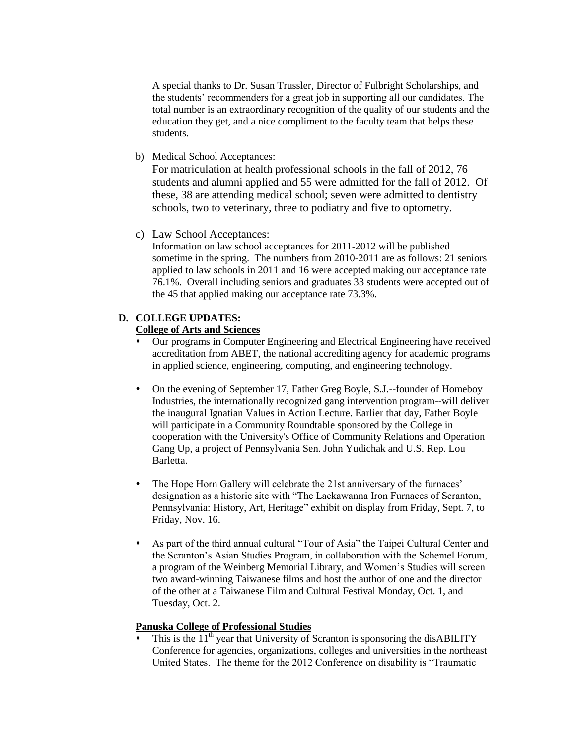A special thanks to Dr. Susan Trussler, Director of Fulbright Scholarships, and the students' recommenders for a great job in supporting all our candidates. The total number is an extraordinary recognition of the quality of our students and the education they get, and a nice compliment to the faculty team that helps these students.

b) Medical School Acceptances:
For matriculation at health professional schools in the fall of 2012, 76 students and alumni applied and 55 were admitted for the fall of 2012. Of these, 38 are attending medical school; seven were admitted to dentistry schools, two to veterinary, three to podiatry and five to optometry.

c) Law School Acceptances:
Information on law school acceptances for 2011-2012 will be published sometime in the spring. The numbers from 2010-2011 are as follows: 21 seniors applied to law schools in 2011 and 16 were accepted making our acceptance rate 76.1%. Overall including seniors and graduates 33 students were accepted out of the 45 that applied making our acceptance rate 73.3%.

**D. COLLEGE UPDATES:**

**College of Arts and Sciences**

- Our programs in Computer Engineering and Electrical Engineering have received accreditation from ABET, the national accrediting agency for academic programs in applied science, engineering, computing, and engineering technology.

- On the evening of September 17, Father Greg Boyle, S.J.--founder of Homeboy Industries, the internationally recognized gang intervention program--will deliver the inaugural Ignatian Values in Action Lecture. Earlier that day, Father Boyle will participate in a Community Roundtable sponsored by the College in cooperation with the University's Office of Community Relations and Operation Gang Up, a project of Pennsylvania Sen. John Yudichak and U.S. Rep. Lou Barletta.

- The Hope Horn Gallery will celebrate the 21st anniversary of the furnaces' designation as a historic site with "The Lackawanna Iron Furnaces of Scranton, Pennsylvania: History, Art, Heritage" exhibit on display from Friday, Sept. 7, to Friday, Nov. 16.

- As part of the third annual cultural "Tour of Asia" the Taipei Cultural Center and the Scranton's Asian Studies Program, in collaboration with the Schemel Forum, a program of the Weinberg Memorial Library, and Women's Studies will screen two award-winning Taiwanese films and host the author of one and the director of the other at a Taiwanese Film and Cultural Festival Monday, Oct. 1, and Tuesday, Oct. 2.

**Panuska College of Professional Studies**

- This is the 11th year that University of Scranton is sponsoring the disABILITY Conference for agencies, organizations, colleges and universities in the northeast United States. The theme for the 2012 Conference on disability is "Traumatic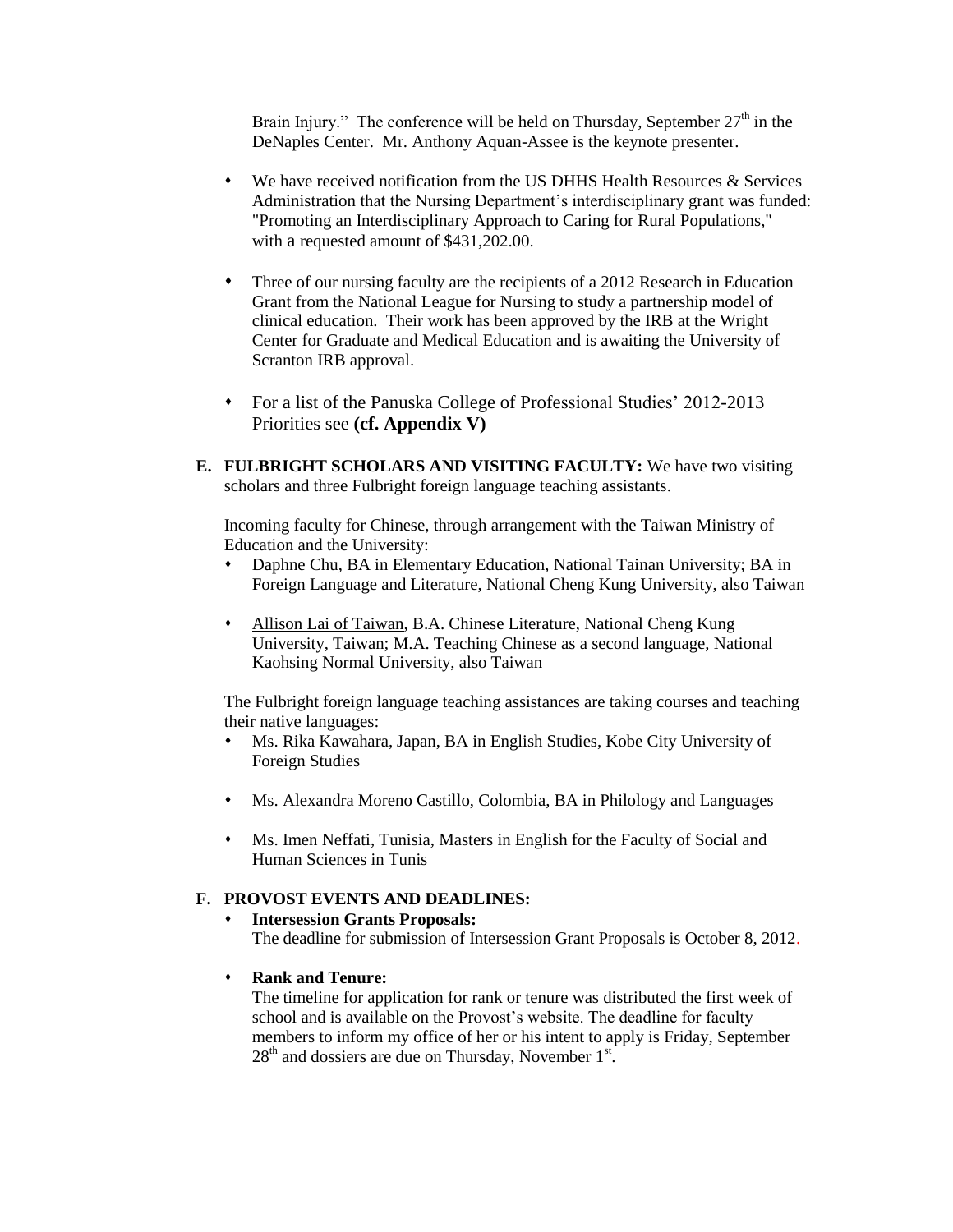Brain Injury." The conference will be held on Thursday, September 27th in the DeNaples Center. Mr. Anthony Aquan-Assee is the keynote presenter.

- We have received notification from the US DHHS Health Resources & Services Administration that the Nursing Department's interdisciplinary grant was funded: "Promoting an Interdisciplinary Approach to Caring for Rural Populations," with a requested amount of $431,202.00.

- Three of our nursing faculty are the recipients of a 2012 Research in Education Grant from the National League for Nursing to study a partnership model of clinical education. Their work has been approved by the IRB at the Wright Center for Graduate and Medical Education and is awaiting the University of Scranton IRB approval.

- For a list of the Panuska College of Professional Studies' 2012-2013 Priorities see **(cf. Appendix V)**

**E. FULBRIGHT SCHOLARS AND VISITING FACULTY:** We have two visiting scholars and three Fulbright foreign language teaching assistants.

Incoming faculty for Chinese, through arrangement with the Taiwan Ministry of Education and the University:

- Daphne Chu, BA in Elementary Education, National Tainan University; BA in Foreign Language and Literature, National Cheng Kung University, also Taiwan

- Allison Lai of Taiwan, B.A. Chinese Literature, National Cheng Kung University, Taiwan; M.A. Teaching Chinese as a second language, National Kaohsing Normal University, also Taiwan

The Fulbright foreign language teaching assistances are taking courses and teaching their native languages:

- Ms. Rika Kawahara, Japan, BA in English Studies, Kobe City University of Foreign Studies

- Ms. Alexandra Moreno Castillo, Colombia, BA in Philology and Languages

- Ms. Imen Neffati, Tunisia, Masters in English for the Faculty of Social and Human Sciences in Tunis

**F. PROVOST EVENTS AND DEADLINES:**

- **Intersession Grants Proposals:**
  The deadline for submission of Intersession Grant Proposals is October 8, 2012.

- **Rank and Tenure:**
  The timeline for application for rank or tenure was distributed the first week of school and is available on the Provost's website. The deadline for faculty members to inform my office of her or his intent to apply is Friday, September 28th and dossiers are due on Thursday, November 1st.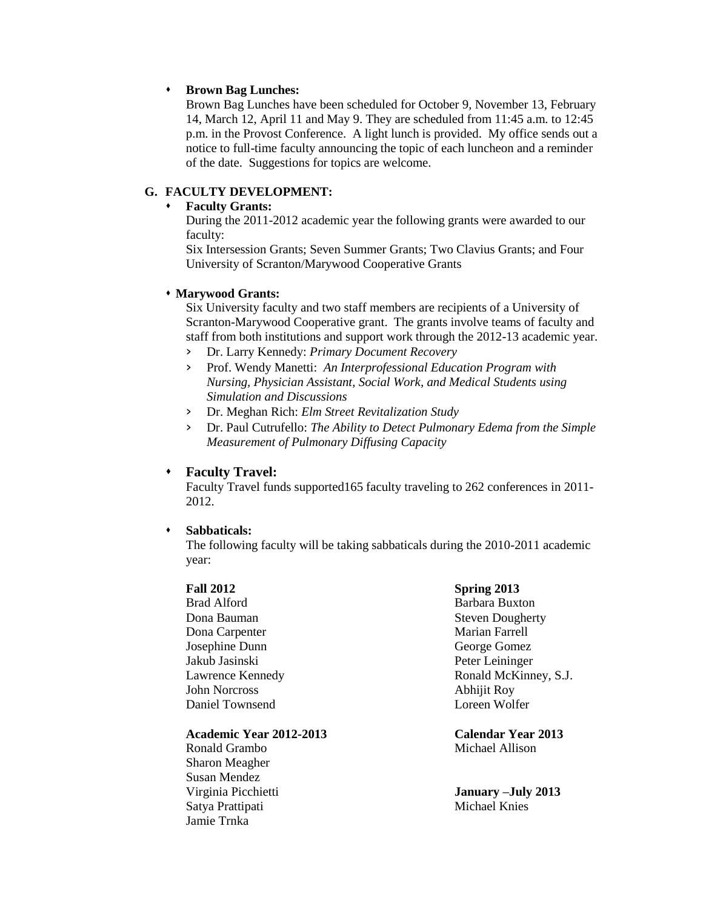- **Brown Bag Lunches:**
  Brown Bag Lunches have been scheduled for October 9, November 13, February 14, March 12, April 11 and May 9. They are scheduled from 11:45 a.m. to 12:45 p.m. in the Provost Conference. A light lunch is provided. My office sends out a notice to full-time faculty announcing the topic of each luncheon and a reminder of the date. Suggestions for topics are welcome.

## G. FACULTY DEVELOPMENT:

- **Faculty Grants:**
  During the 2011-2012 academic year the following grants were awarded to our faculty:
  Six Intersession Grants; Seven Summer Grants; Two Clavius Grants; and Four University of Scranton/Marywood Cooperative Grants

- **Marywood Grants:**
  Six University faculty and two staff members are recipients of a University of Scranton-Marywood Cooperative grant. The grants involve teams of faculty and staff from both institutions and support work through the 2012-13 academic year.
  - Dr. Larry Kennedy: *Primary Document Recovery*
  - Prof. Wendy Manetti: *An Interprofessional Education Program with Nursing, Physician Assistant, Social Work, and Medical Students using Simulation and Discussions*
  - Dr. Meghan Rich: *Elm Street Revitalization Study*
  - Dr. Paul Cutrufello: *The Ability to Detect Pulmonary Edema from the Simple Measurement of Pulmonary Diffusing Capacity*

- **Faculty Travel:**
  Faculty Travel funds supported165 faculty traveling to 262 conferences in 2011-2012.

- **Sabbaticals:**
  The following faculty will be taking sabbaticals during the 2010-2011 academic year:

**Fall 2012**
Brad Alford
Dona Bauman
Dona Carpenter
Josephine Dunn
Jakub Jasinski
Lawrence Kennedy
John Norcross
Daniel Townsend

**Spring 2013**
Barbara Buxton
Steven Dougherty
Marian Farrell
George Gomez
Peter Leininger
Ronald McKinney, S.J.
Abhijit Roy
Loreen Wolfer

**Academic Year 2012-2013**
Ronald Grambo
Sharon Meagher
Susan Mendez
Virginia Picchietti
Satya Prattipati
Jamie Trnka

**Calendar Year 2013**
Michael Allison

**January –July 2013**
Michael Knies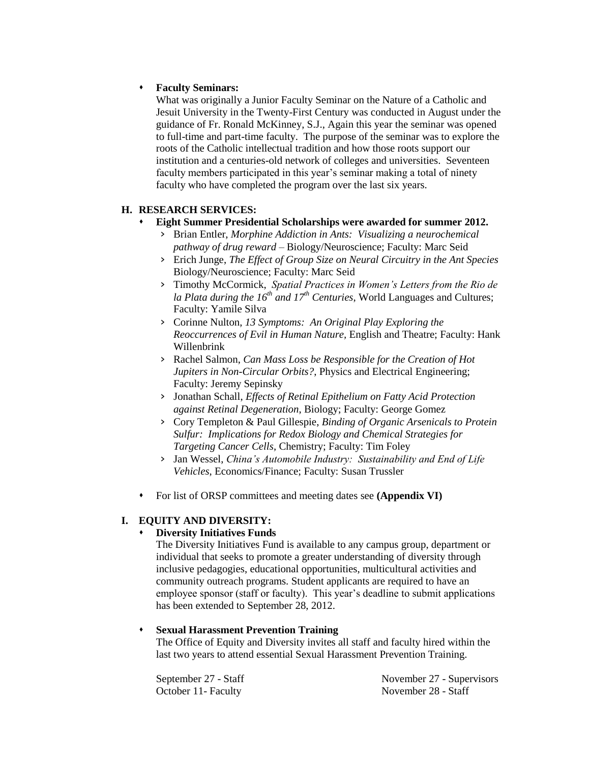- **Faculty Seminars:**
  What was originally a Junior Faculty Seminar on the Nature of a Catholic and Jesuit University in the Twenty-First Century was conducted in August under the guidance of Fr. Ronald McKinney, S.J., Again this year the seminar was opened to full-time and part-time faculty. The purpose of the seminar was to explore the roots of the Catholic intellectual tradition and how those roots support our institution and a centuries-old network of colleges and universities. Seventeen faculty members participated in this year's seminar making a total of ninety faculty who have completed the program over the last six years.

## H. RESEARCH SERVICES:

- **Eight Summer Presidential Scholarships were awarded for summer 2012.**
  - Brian Entler, *Morphine Addiction in Ants: Visualizing a neurochemical pathway of drug reward* – Biology/Neuroscience; Faculty: Marc Seid
  - Erich Junge, *The Effect of Group Size on Neural Circuitry in the Ant Species* Biology/Neuroscience; Faculty: Marc Seid
  - Timothy McCormick, *Spatial Practices in Women's Letters from the Rio de la Plata during the 16th and 17th Centuries*, World Languages and Cultures; Faculty: Yamile Silva
  - Corinne Nulton, *13 Symptoms: An Original Play Exploring the Reoccurrences of Evil in Human Nature,* English and Theatre; Faculty: Hank Willenbrink
  - Rachel Salmon, *Can Mass Loss be Responsible for the Creation of Hot Jupiters in Non-Circular Orbits?,* Physics and Electrical Engineering; Faculty: Jeremy Sepinsky
  - Jonathan Schall, *Effects of Retinal Epithelium on Fatty Acid Protection against Retinal Degeneration*, Biology; Faculty: George Gomez
  - Cory Templeton & Paul Gillespie, *Binding of Organic Arsenicals to Protein Sulfur: Implications for Redox Biology and Chemical Strategies for Targeting Cancer Cells*, Chemistry; Faculty: Tim Foley
  - Jan Wessel, *China's Automobile Industry: Sustainability and End of Life Vehicles*, Economics/Finance; Faculty: Susan Trussler

- For list of ORSP committees and meeting dates see **(Appendix VI)**

## I. EQUITY AND DIVERSITY:

- **Diversity Initiatives Funds**
  The Diversity Initiatives Fund is available to any campus group, department or individual that seeks to promote a greater understanding of diversity through inclusive pedagogies, educational opportunities, multicultural activities and community outreach programs. Student applicants are required to have an employee sponsor (staff or faculty). This year's deadline to submit applications has been extended to September 28, 2012.

- **Sexual Harassment Prevention Training**
  The Office of Equity and Diversity invites all staff and faculty hired within the last two years to attend essential Sexual Harassment Prevention Training.

  September 27 - Staff
  October 11- Faculty
  November 27 - Supervisors
  November 28 - Staff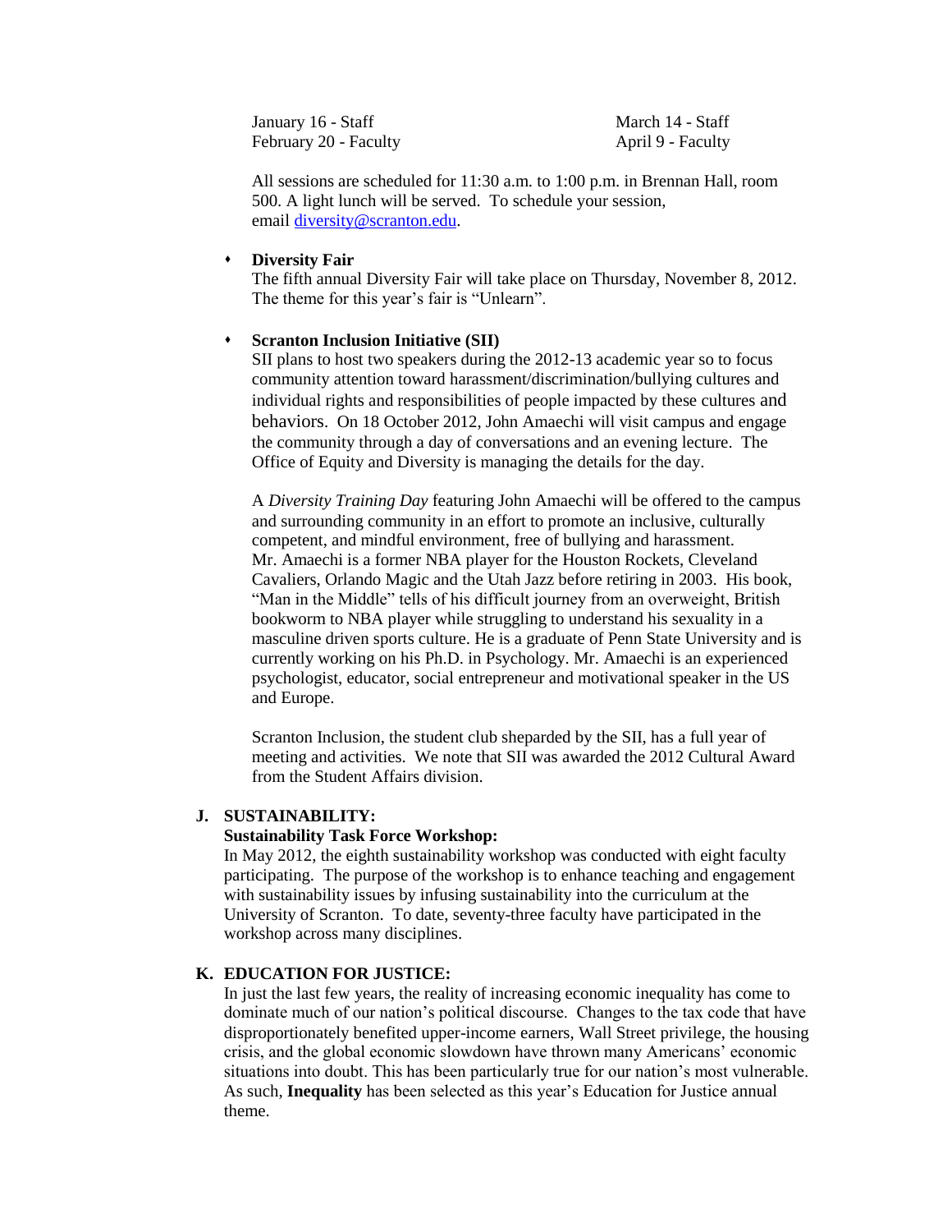January 16 - Staff
February 20 - Faculty
March 14 - Staff
April 9 - Faculty

All sessions are scheduled for 11:30 a.m. to 1:00 p.m. in Brennan Hall, room 500. A light lunch will be served. To schedule your session, email diversity@scranton.edu.

- **Diversity Fair**
  The fifth annual Diversity Fair will take place on Thursday, November 8, 2012. The theme for this year's fair is "Unlearn".

- **Scranton Inclusion Initiative (SII)**
  SII plans to host two speakers during the 2012-13 academic year so to focus community attention toward harassment/discrimination/bullying cultures and individual rights and responsibilities of people impacted by these cultures and behaviors. On 18 October 2012, John Amaechi will visit campus and engage the community through a day of conversations and an evening lecture. The Office of Equity and Diversity is managing the details for the day.

  A *Diversity Training Day* featuring John Amaechi will be offered to the campus and surrounding community in an effort to promote an inclusive, culturally competent, and mindful environment, free of bullying and harassment. Mr. Amaechi is a former NBA player for the Houston Rockets, Cleveland Cavaliers, Orlando Magic and the Utah Jazz before retiring in 2003. His book, "Man in the Middle" tells of his difficult journey from an overweight, British bookworm to NBA player while struggling to understand his sexuality in a masculine driven sports culture. He is a graduate of Penn State University and is currently working on his Ph.D. in Psychology. Mr. Amaechi is an experienced psychologist, educator, social entrepreneur and motivational speaker in the US and Europe.

  Scranton Inclusion, the student club sheparded by the SII, has a full year of meeting and activities. We note that SII was awarded the 2012 Cultural Award from the Student Affairs division.

## J. SUSTAINABILITY:

**Sustainability Task Force Workshop:**
In May 2012, the eighth sustainability workshop was conducted with eight faculty participating. The purpose of the workshop is to enhance teaching and engagement with sustainability issues by infusing sustainability into the curriculum at the University of Scranton. To date, seventy-three faculty have participated in the workshop across many disciplines.

## K. EDUCATION FOR JUSTICE:

In just the last few years, the reality of increasing economic inequality has come to dominate much of our nation's political discourse. Changes to the tax code that have disproportionately benefited upper-income earners, Wall Street privilege, the housing crisis, and the global economic slowdown have thrown many Americans' economic situations into doubt. This has been particularly true for our nation's most vulnerable. As such, **Inequality** has been selected as this year's Education for Justice annual theme.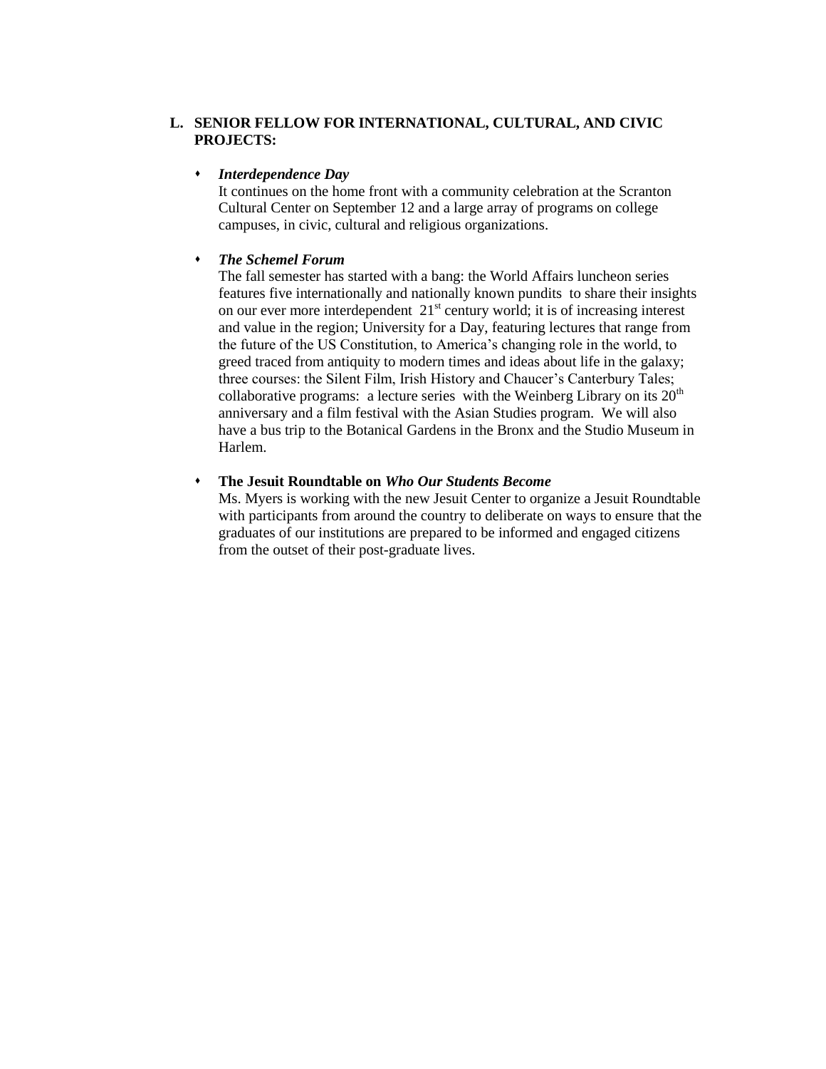**L. SENIOR FELLOW FOR INTERNATIONAL, CULTURAL, AND CIVIC PROJECTS:**

- ***Interdependence Day***
  It continues on the home front with a community celebration at the Scranton Cultural Center on September 12 and a large array of programs on college campuses, in civic, cultural and religious organizations.

- ***The Schemel Forum***
  The fall semester has started with a bang: the World Affairs luncheon series features five internationally and nationally known pundits to share their insights on our ever more interdependent 21st century world; it is of increasing interest and value in the region; University for a Day, featuring lectures that range from the future of the US Constitution, to America's changing role in the world, to greed traced from antiquity to modern times and ideas about life in the galaxy; three courses: the Silent Film, Irish History and Chaucer's Canterbury Tales; collaborative programs: a lecture series with the Weinberg Library on its 20th anniversary and a film festival with the Asian Studies program. We will also have a bus trip to the Botanical Gardens in the Bronx and the Studio Museum in Harlem.

- **The Jesuit Roundtable on *Who Our Students Become***
  Ms. Myers is working with the new Jesuit Center to organize a Jesuit Roundtable with participants from around the country to deliberate on ways to ensure that the graduates of our institutions are prepared to be informed and engaged citizens from the outset of their post-graduate lives.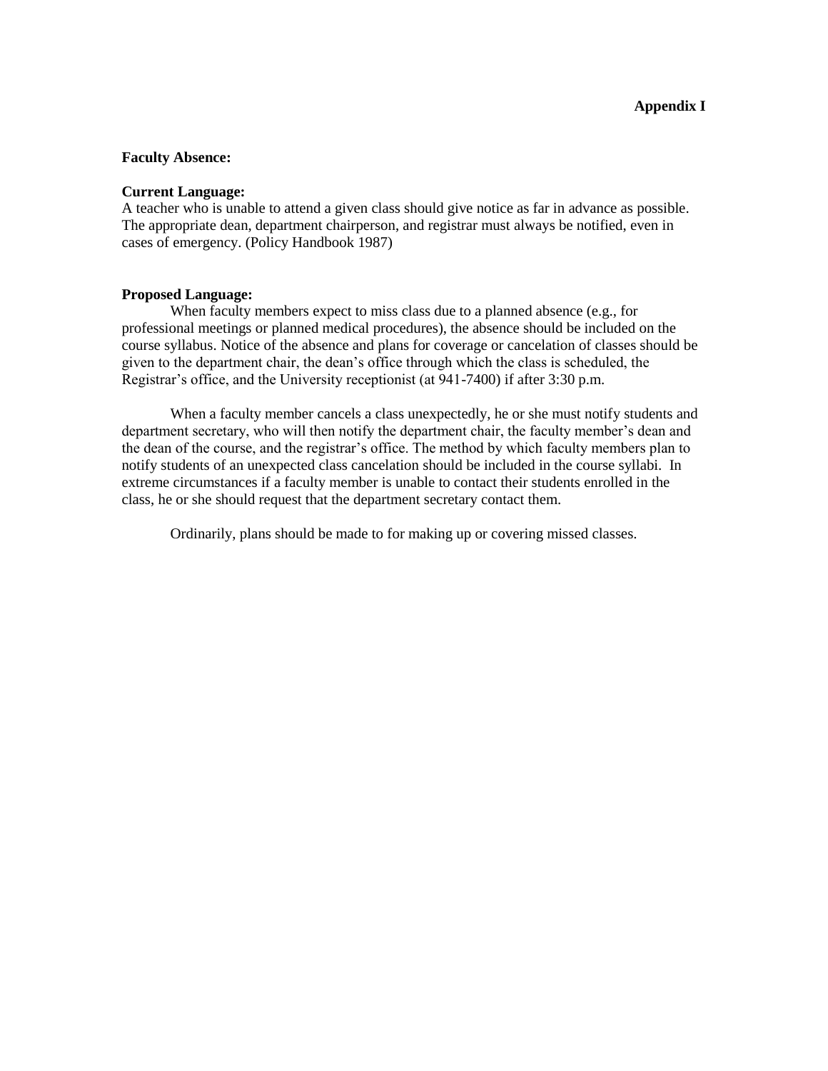**Appendix I**

**Faculty Absence:**

**Current Language:**
A teacher who is unable to attend a given class should give notice as far in advance as possible. The appropriate dean, department chairperson, and registrar must always be notified, even in cases of emergency. (Policy Handbook 1987)

**Proposed Language:**

When faculty members expect to miss class due to a planned absence (e.g., for professional meetings or planned medical procedures), the absence should be included on the course syllabus. Notice of the absence and plans for coverage or cancelation of classes should be given to the department chair, the dean's office through which the class is scheduled, the Registrar's office, and the University receptionist (at 941-7400) if after 3:30 p.m.

When a faculty member cancels a class unexpectedly, he or she must notify students and department secretary, who will then notify the department chair, the faculty member's dean and the dean of the course, and the registrar's office. The method by which faculty members plan to notify students of an unexpected class cancelation should be included in the course syllabi. In extreme circumstances if a faculty member is unable to contact their students enrolled in the class, he or she should request that the department secretary contact them.

Ordinarily, plans should be made to for making up or covering missed classes.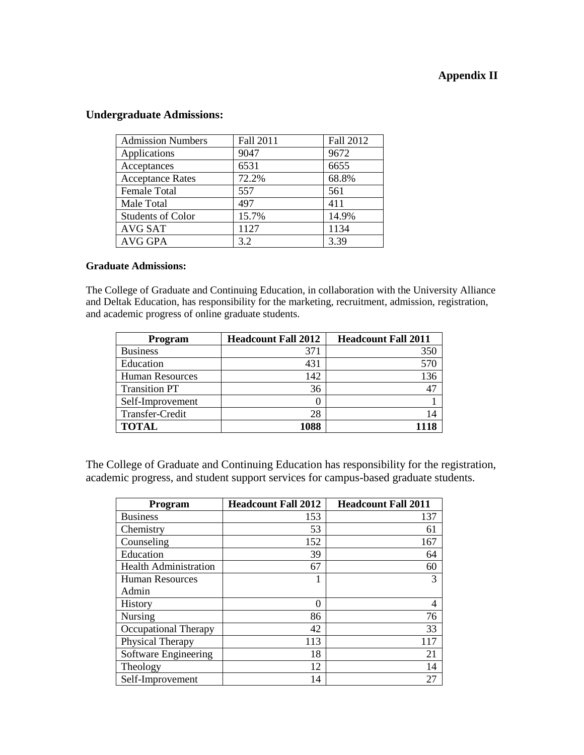**Appendix II**

## Undergraduate Admissions:

| Admission Numbers | Fall 2011 | Fall 2012 |
|---|---|---|
| Applications | 9047 | 9672 |
| Acceptances | 6531 | 6655 |
| Acceptance Rates | 72.2% | 68.8% |
| Female Total | 557 | 561 |
| Male Total | 497 | 411 |
| Students of Color | 15.7% | 14.9% |
| AVG SAT | 1127 | 1134 |
| AVG GPA | 3.2 | 3.39 |

### Graduate Admissions:

The College of Graduate and Continuing Education, in collaboration with the University Alliance and Deltak Education, has responsibility for the marketing, recruitment, admission, registration, and academic progress of online graduate students.

| Program | Headcount Fall 2012 | Headcount Fall 2011 |
|---|---:|---:|
| Business | 371 | 350 |
| Education | 431 | 570 |
| Human Resources | 142 | 136 |
| Transition PT | 36 | 47 |
| Self-Improvement | 0 | 1 |
| Transfer-Credit | 28 | 14 |
| **TOTAL** | **1088** | **1118** |

The College of Graduate and Continuing Education has responsibility for the registration, academic progress, and student support services for campus-based graduate students.

| Program | Headcount Fall 2012 | Headcount Fall 2011 |
|---|---:|---:|
| Business | 153 | 137 |
| Chemistry | 53 | 61 |
| Counseling | 152 | 167 |
| Education | 39 | 64 |
| Health Administration | 67 | 60 |
| Human Resources Admin | 1 | 3 |
| History | 0 | 4 |
| Nursing | 86 | 76 |
| Occupational Therapy | 42 | 33 |
| Physical Therapy | 113 | 117 |
| Software Engineering | 18 | 21 |
| Theology | 12 | 14 |
| Self-Improvement | 14 | 27 |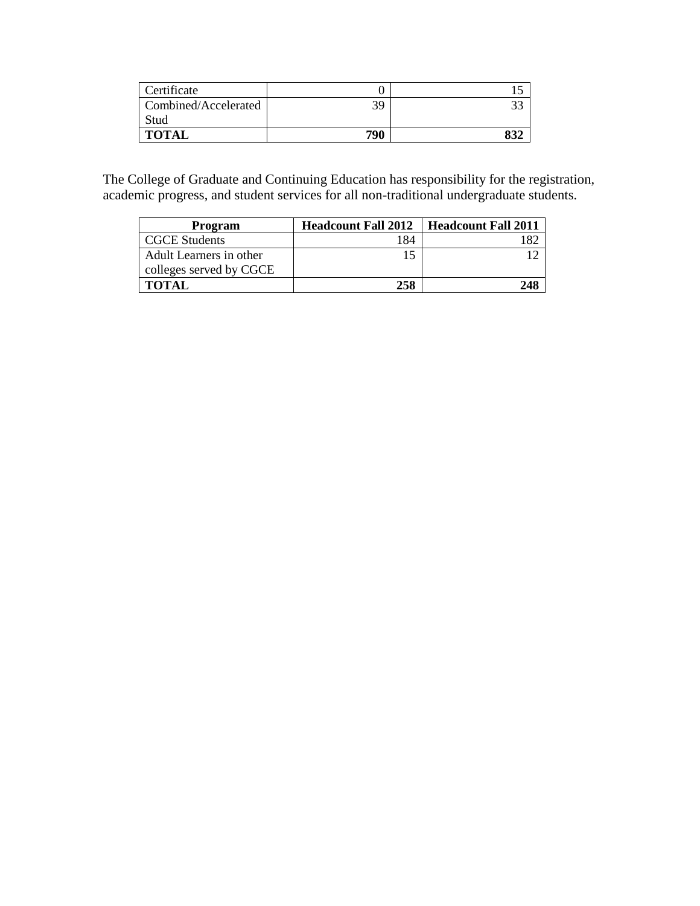| Certificate | 0 | 15 |
| --- | --- | --- |
| Combined/Accelerated Stud | 39 | 33 |
| **TOTAL** | **790** | **832** |

The College of Graduate and Continuing Education has responsibility for the registration, academic progress, and student services for all non-traditional undergraduate students.

| Program | Headcount Fall 2012 | Headcount Fall 2011 |
| --- | --- | --- |
| CGCE Students | 184 | 182 |
| Adult Learners in other colleges served by CGCE | 15 | 12 |
| **TOTAL** | **258** | **248** |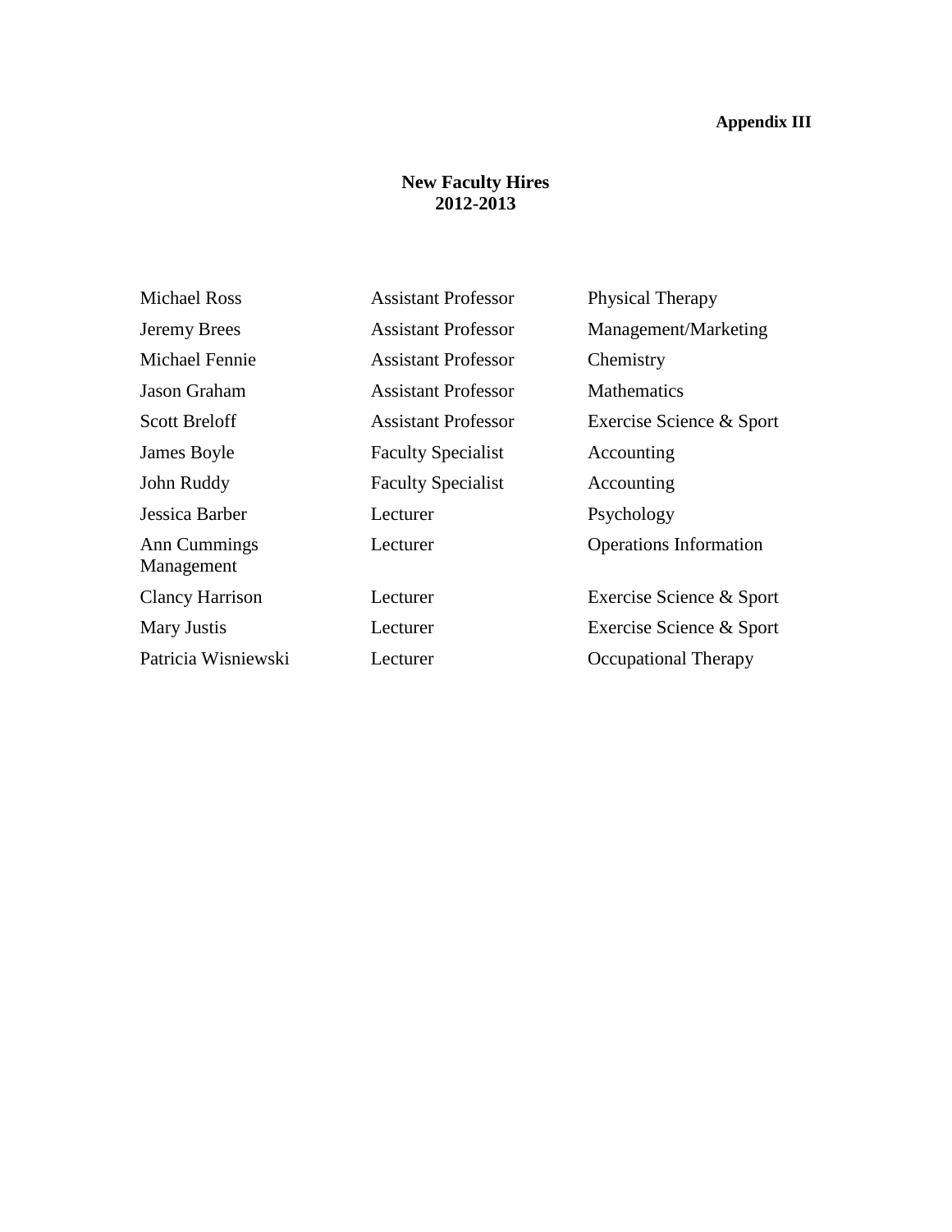**Appendix III**

# New Faculty Hires 2012-2013

| | | |
|---|---|---|
| Michael Ross | Assistant Professor | Physical Therapy |
| Jeremy Brees | Assistant Professor | Management/Marketing |
| Michael Fennie | Assistant Professor | Chemistry |
| Jason Graham | Assistant Professor | Mathematics |
| Scott Breloff | Assistant Professor | Exercise Science & Sport |
| James Boyle | Faculty Specialist | Accounting |
| John Ruddy | Faculty Specialist | Accounting |
| Jessica Barber | Lecturer | Psychology |
| Ann Cummings | Lecturer | Operations Information Management |
| Clancy Harrison | Lecturer | Exercise Science & Sport |
| Mary Justis | Lecturer | Exercise Science & Sport |
| Patricia Wisniewski | Lecturer | Occupational Therapy |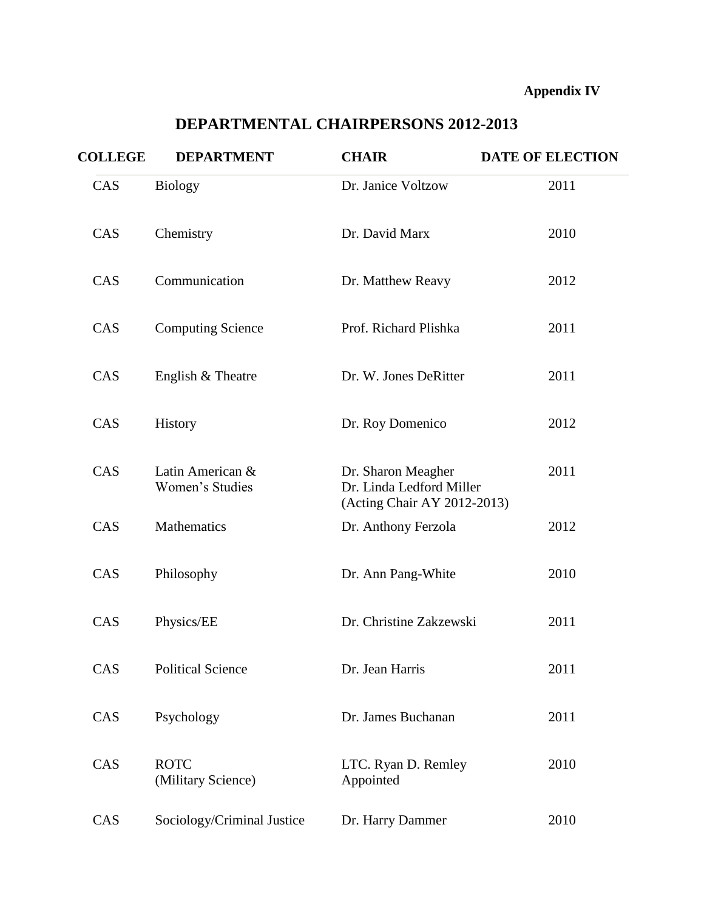**Appendix IV**

# DEPARTMENTAL CHAIRPERSONS 2012-2013

| COLLEGE | DEPARTMENT | CHAIR | DATE OF ELECTION |
|---|---|---|---|
| CAS | Biology | Dr. Janice Voltzow | 2011 |
| CAS | Chemistry | Dr. David Marx | 2010 |
| CAS | Communication | Dr. Matthew Reavy | 2012 |
| CAS | Computing Science | Prof. Richard Plishka | 2011 |
| CAS | English & Theatre | Dr. W. Jones DeRitter | 2011 |
| CAS | History | Dr. Roy Domenico | 2012 |
| CAS | Latin American & Women's Studies | Dr. Sharon Meagher<br>Dr. Linda Ledford Miller<br>(Acting Chair AY 2012-2013) | 2011 |
| CAS | Mathematics | Dr. Anthony Ferzola | 2012 |
| CAS | Philosophy | Dr. Ann Pang-White | 2010 |
| CAS | Physics/EE | Dr. Christine Zakzewski | 2011 |
| CAS | Political Science | Dr. Jean Harris | 2011 |
| CAS | Psychology | Dr. James Buchanan | 2011 |
| CAS | ROTC (Military Science) | LTC. Ryan D. Remley<br>Appointed | 2010 |
| CAS | Sociology/Criminal Justice | Dr. Harry Dammer | 2010 |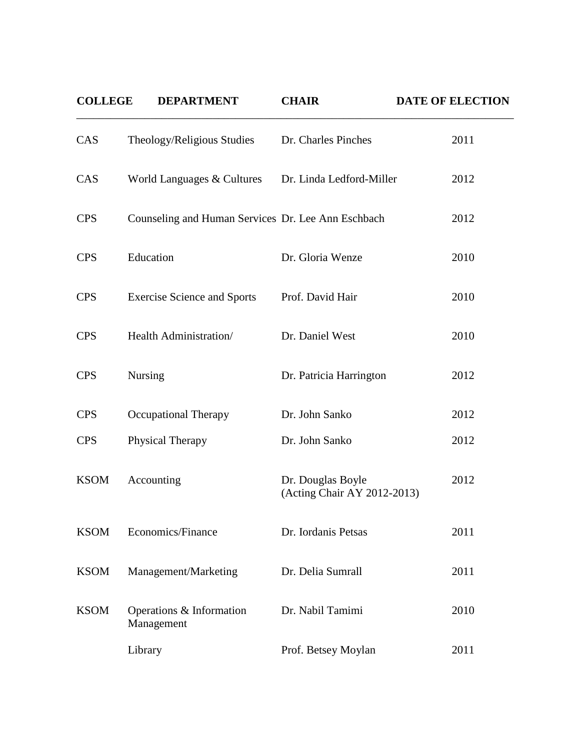| COLLEGE | DEPARTMENT | CHAIR | DATE OF ELECTION |
|---|---|---|---|
| CAS | Theology/Religious Studies | Dr. Charles Pinches | 2011 |
| CAS | World Languages & Cultures | Dr. Linda Ledford-Miller | 2012 |
| CPS | Counseling and Human Services | Dr. Lee Ann Eschbach | 2012 |
| CPS | Education | Dr. Gloria Wenze | 2010 |
| CPS | Exercise Science and Sports | Prof. David Hair | 2010 |
| CPS | Health Administration/ | Dr. Daniel West | 2010 |
| CPS | Nursing | Dr. Patricia Harrington | 2012 |
| CPS | Occupational Therapy | Dr. John Sanko | 2012 |
| CPS | Physical Therapy | Dr. John Sanko | 2012 |
| KSOM | Accounting | Dr. Douglas Boyle (Acting Chair AY 2012-2013) | 2012 |
| KSOM | Economics/Finance | Dr. Iordanis Petsas | 2011 |
| KSOM | Management/Marketing | Dr. Delia Sumrall | 2011 |
| KSOM | Operations & Information Management | Dr. Nabil Tamimi | 2010 |
| | Library | Prof. Betsey Moylan | 2011 |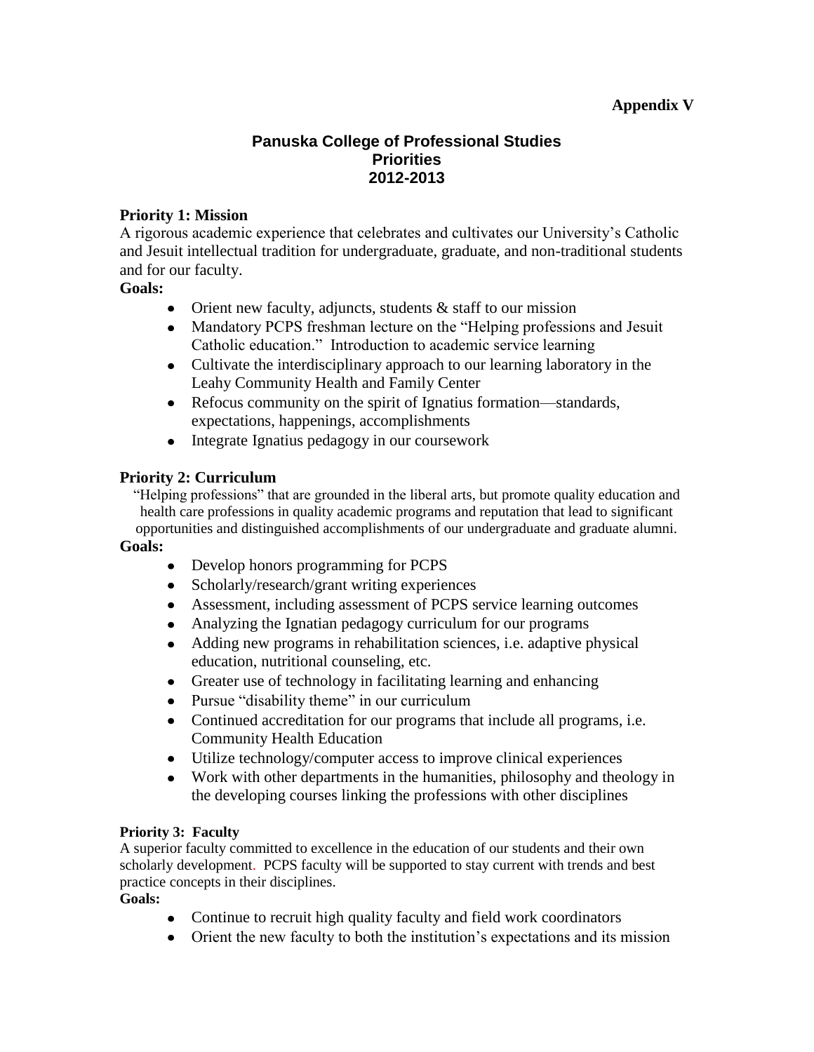**Appendix V**

## Panuska College of Professional Studies Priorities 2012-2013

**Priority 1: Mission**

A rigorous academic experience that celebrates and cultivates our University's Catholic and Jesuit intellectual tradition for undergraduate, graduate, and non-traditional students and for our faculty.

**Goals:**

- Orient new faculty, adjuncts, students & staff to our mission
- Mandatory PCPS freshman lecture on the "Helping professions and Jesuit Catholic education." Introduction to academic service learning
- Cultivate the interdisciplinary approach to our learning laboratory in the Leahy Community Health and Family Center
- Refocus community on the spirit of Ignatius formation—standards, expectations, happenings, accomplishments
- Integrate Ignatius pedagogy in our coursework

**Priority 2: Curriculum**

"Helping professions" that are grounded in the liberal arts, but promote quality education and health care professions in quality academic programs and reputation that lead to significant opportunities and distinguished accomplishments of our undergraduate and graduate alumni.

**Goals:**

- Develop honors programming for PCPS
- Scholarly/research/grant writing experiences
- Assessment, including assessment of PCPS service learning outcomes
- Analyzing the Ignatian pedagogy curriculum for our programs
- Adding new programs in rehabilitation sciences, i.e. adaptive physical education, nutritional counseling, etc.
- Greater use of technology in facilitating learning and enhancing
- Pursue "disability theme" in our curriculum
- Continued accreditation for our programs that include all programs, i.e. Community Health Education
- Utilize technology/computer access to improve clinical experiences
- Work with other departments in the humanities, philosophy and theology in the developing courses linking the professions with other disciplines

**Priority 3: Faculty**

A superior faculty committed to excellence in the education of our students and their own scholarly development. PCPS faculty will be supported to stay current with trends and best practice concepts in their disciplines.

**Goals:**

- Continue to recruit high quality faculty and field work coordinators
- Orient the new faculty to both the institution's expectations and its mission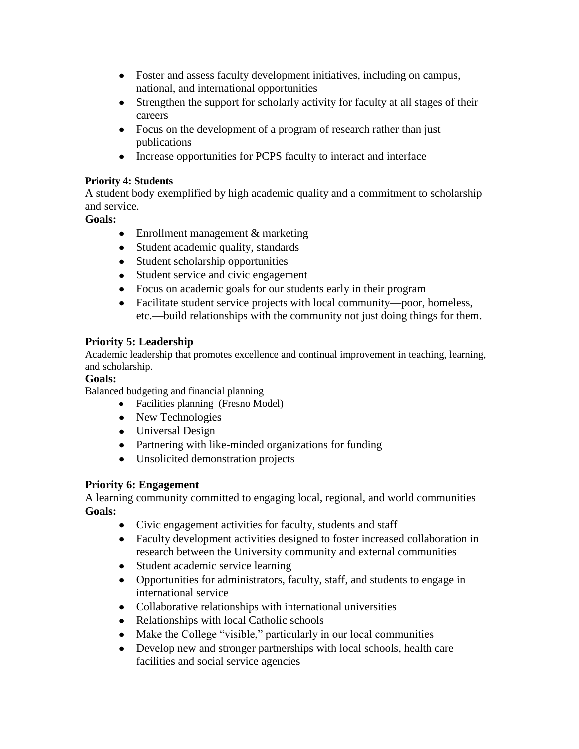- Foster and assess faculty development initiatives, including on campus, national, and international opportunities
- Strengthen the support for scholarly activity for faculty at all stages of their careers
- Focus on the development of a program of research rather than just publications
- Increase opportunities for PCPS faculty to interact and interface

**Priority 4: Students**

A student body exemplified by high academic quality and a commitment to scholarship and service.

**Goals:**

- Enrollment management & marketing
- Student academic quality, standards
- Student scholarship opportunities
- Student service and civic engagement
- Focus on academic goals for our students early in their program
- Facilitate student service projects with local community—poor, homeless, etc.—build relationships with the community not just doing things for them.

**Priority 5: Leadership**

Academic leadership that promotes excellence and continual improvement in teaching, learning, and scholarship.

**Goals:**

Balanced budgeting and financial planning

- Facilities planning (Fresno Model)
- New Technologies
- Universal Design
- Partnering with like-minded organizations for funding
- Unsolicited demonstration projects

**Priority 6: Engagement**

A learning community committed to engaging local, regional, and world communities

**Goals:**

- Civic engagement activities for faculty, students and staff
- Faculty development activities designed to foster increased collaboration in research between the University community and external communities
- Student academic service learning
- Opportunities for administrators, faculty, staff, and students to engage in international service
- Collaborative relationships with international universities
- Relationships with local Catholic schools
- Make the College "visible," particularly in our local communities
- Develop new and stronger partnerships with local schools, health care facilities and social service agencies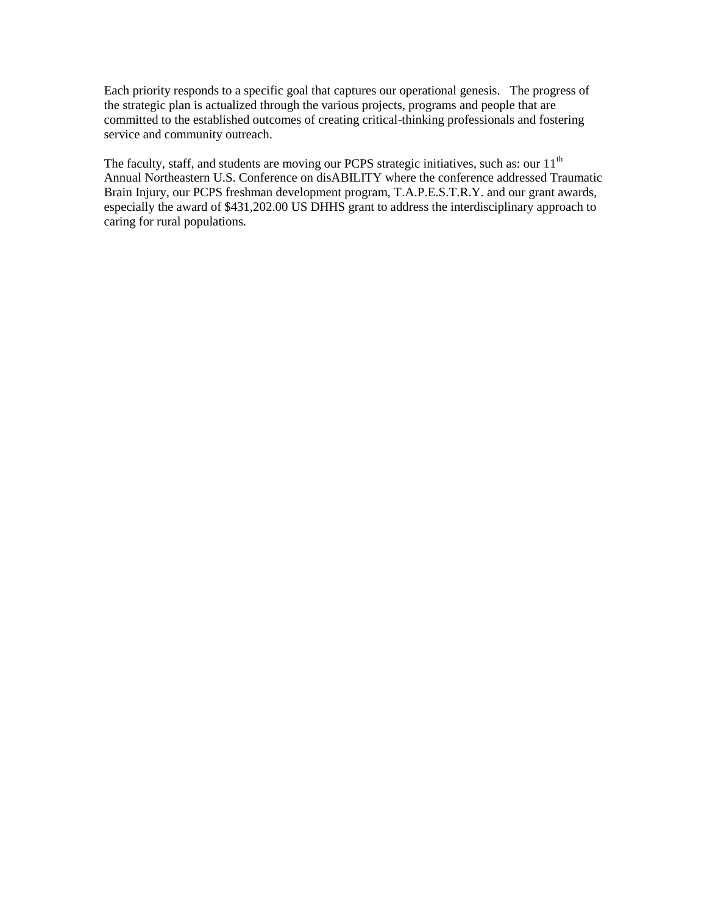Each priority responds to a specific goal that captures our operational genesis. The progress of the strategic plan is actualized through the various projects, programs and people that are committed to the established outcomes of creating critical-thinking professionals and fostering service and community outreach.

The faculty, staff, and students are moving our PCPS strategic initiatives, such as: our 11th Annual Northeastern U.S. Conference on disABILITY where the conference addressed Traumatic Brain Injury, our PCPS freshman development program, T.A.P.E.S.T.R.Y. and our grant awards, especially the award of $431,202.00 US DHHS grant to address the interdisciplinary approach to caring for rural populations.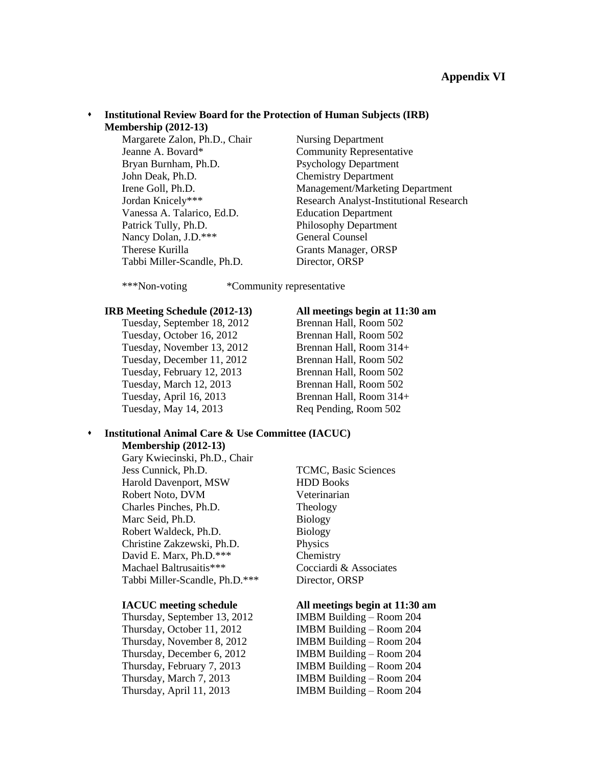# Appendix VI

- **Institutional Review Board for the Protection of Human Subjects (IRB) Membership (2012-13)**

| | |
|---|---|
| Margarete Zalon, Ph.D., Chair | Nursing Department |
| Jeanne A. Bovard* | Community Representative |
| Bryan Burnham, Ph.D. | Psychology Department |
| John Deak, Ph.D. | Chemistry Department |
| Irene Goll, Ph.D. | Management/Marketing Department |
| Jordan Knicely*** | Research Analyst-Institutional Research |
| Vanessa A. Talarico, Ed.D. | Education Department |
| Patrick Tully, Ph.D. | Philosophy Department |
| Nancy Dolan, J.D.*** | General Counsel |
| Therese Kurilla | Grants Manager, ORSP |
| Tabbi Miller-Scandle, Ph.D. | Director, ORSP |

***Non-voting *Community representative

| **IRB Meeting Schedule (2012-13)** | **All meetings begin at 11:30 am** |
|---|---|
| Tuesday, September 18, 2012 | Brennan Hall, Room 502 |
| Tuesday, October 16, 2012 | Brennan Hall, Room 502 |
| Tuesday, November 13, 2012 | Brennan Hall, Room 314+ |
| Tuesday, December 11, 2012 | Brennan Hall, Room 502 |
| Tuesday, February 12, 2013 | Brennan Hall, Room 502 |
| Tuesday, March 12, 2013 | Brennan Hall, Room 502 |
| Tuesday, April 16, 2013 | Brennan Hall, Room 314+ |
| Tuesday, May 14, 2013 | Req Pending, Room 502 |

- **Institutional Animal Care & Use Committee (IACUC) Membership (2012-13)**

| | |
|---|---|
| Gary Kwiecinski, Ph.D., Chair | |
| Jess Cunnick, Ph.D. | TCMC, Basic Sciences |
| Harold Davenport, MSW | HDD Books |
| Robert Noto, DVM | Veterinarian |
| Charles Pinches, Ph.D. | Theology |
| Marc Seid, Ph.D. | Biology |
| Robert Waldeck, Ph.D. | Biology |
| Christine Zakzewski, Ph.D. | Physics |
| David E. Marx, Ph.D.*** | Chemistry |
| Machael Baltrusaitis*** | Cocciardi & Associates |
| Tabbi Miller-Scandle, Ph.D.*** | Director, ORSP |

| **IACUC meeting schedule** | **All meetings begin at 11:30 am** |
|---|---|
| Thursday, September 13, 2012 | IMBM Building – Room 204 |
| Thursday, October 11, 2012 | IMBM Building – Room 204 |
| Thursday, November 8, 2012 | IMBM Building – Room 204 |
| Thursday, December 6, 2012 | IMBM Building – Room 204 |
| Thursday, February 7, 2013 | IMBM Building – Room 204 |
| Thursday, March 7, 2013 | IMBM Building – Room 204 |
| Thursday, April 11, 2013 | IMBM Building – Room 204 |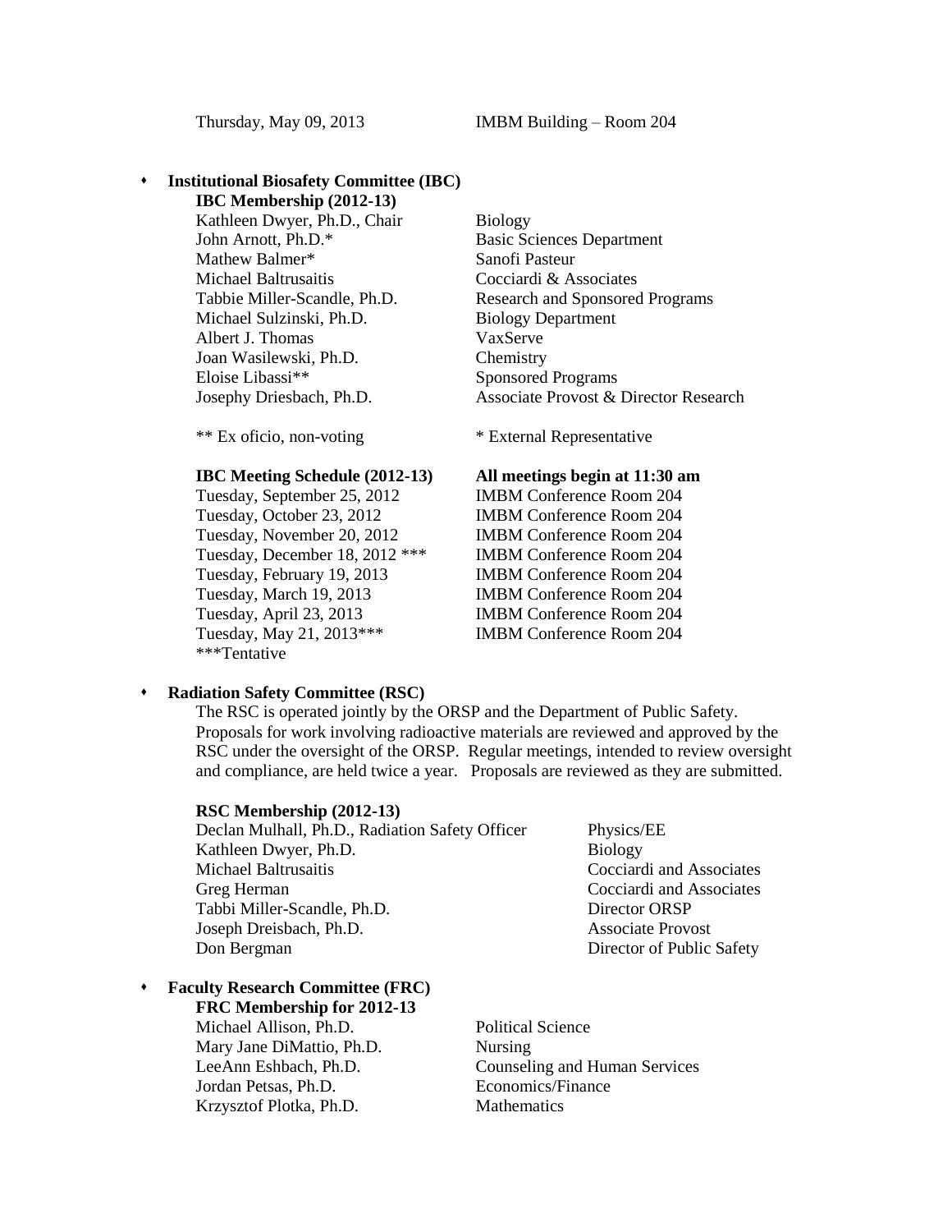Thursday, May 09, 2013 IMBM Building – Room 204

- **Institutional Biosafety Committee (IBC)**

**IBC Membership (2012-13)**

| | |
|---|---|
| Kathleen Dwyer, Ph.D., Chair | Biology |
| John Arnott, Ph.D.* | Basic Sciences Department |
| Mathew Balmer* | Sanofi Pasteur |
| Michael Baltrusaitis | Cocciardi & Associates |
| Tabbie Miller-Scandle, Ph.D. | Research and Sponsored Programs |
| Michael Sulzinski, Ph.D. | Biology Department |
| Albert J. Thomas | VaxServe |
| Joan Wasilewski, Ph.D. | Chemistry |
| Eloise Libassi** | Sponsored Programs |
| Josephy Driesbach, Ph.D. | Associate Provost & Director Research |

** Ex oficio, non-voting * External Representative

| **IBC Meeting Schedule (2012-13)** | **All meetings begin at 11:30 am** |
|---|---|
| Tuesday, September 25, 2012 | IMBM Conference Room 204 |
| Tuesday, October 23, 2012 | IMBM Conference Room 204 |
| Tuesday, November 20, 2012 | IMBM Conference Room 204 |
| Tuesday, December 18, 2012 *** | IMBM Conference Room 204 |
| Tuesday, February 19, 2013 | IMBM Conference Room 204 |
| Tuesday, March 19, 2013 | IMBM Conference Room 204 |
| Tuesday, April 23, 2013 | IMBM Conference Room 204 |
| Tuesday, May 21, 2013*** | IMBM Conference Room 204 |

***Tentative

- **Radiation Safety Committee (RSC)**

The RSC is operated jointly by the ORSP and the Department of Public Safety. Proposals for work involving radioactive materials are reviewed and approved by the RSC under the oversight of the ORSP. Regular meetings, intended to review oversight and compliance, are held twice a year. Proposals are reviewed as they are submitted.

**RSC Membership (2012-13)**

| | |
|---|---|
| Declan Mulhall, Ph.D., Radiation Safety Officer | Physics/EE |
| Kathleen Dwyer, Ph.D. | Biology |
| Michael Baltrusaitis | Cocciardi and Associates |
| Greg Herman | Cocciardi and Associates |
| Tabbi Miller-Scandle, Ph.D. | Director ORSP |
| Joseph Dreisbach, Ph.D. | Associate Provost |
| Don Bergman | Director of Public Safety |

- **Faculty Research Committee (FRC)**

**FRC Membership for 2012-13**

| | |
|---|---|
| Michael Allison, Ph.D. | Political Science |
| Mary Jane DiMattio, Ph.D. | Nursing |
| LeeAnn Eshbach, Ph.D. | Counseling and Human Services |
| Jordan Petsas, Ph.D. | Economics/Finance |
| Krzysztof Plotka, Ph.D. | Mathematics |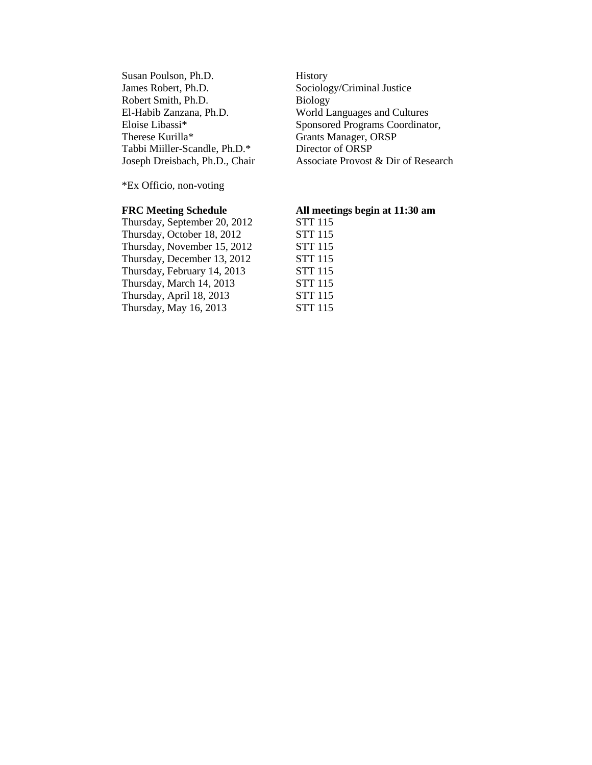| | |
|---|---|
| Susan Poulson, Ph.D. | History |
| James Robert, Ph.D. | Sociology/Criminal Justice |
| Robert Smith, Ph.D. | Biology |
| El-Habib Zanzana, Ph.D. | World Languages and Cultures |
| Eloise Libassi* | Sponsored Programs Coordinator, |
| Therese Kurilla* | Grants Manager, ORSP |
| Tabbi Miiller-Scandle, Ph.D.* | Director of ORSP |
| Joseph Dreisbach, Ph.D., Chair | Associate Provost & Dir of Research |

*Ex Officio, non-voting

| **FRC Meeting Schedule** | **All meetings begin at 11:30 am** |
|---|---|
| Thursday, September 20, 2012 | STT 115 |
| Thursday, October 18, 2012 | STT 115 |
| Thursday, November 15, 2012 | STT 115 |
| Thursday, December 13, 2012 | STT 115 |
| Thursday, February 14, 2013 | STT 115 |
| Thursday, March 14, 2013 | STT 115 |
| Thursday, April 18, 2013 | STT 115 |
| Thursday, May 16, 2013 | STT 115 |